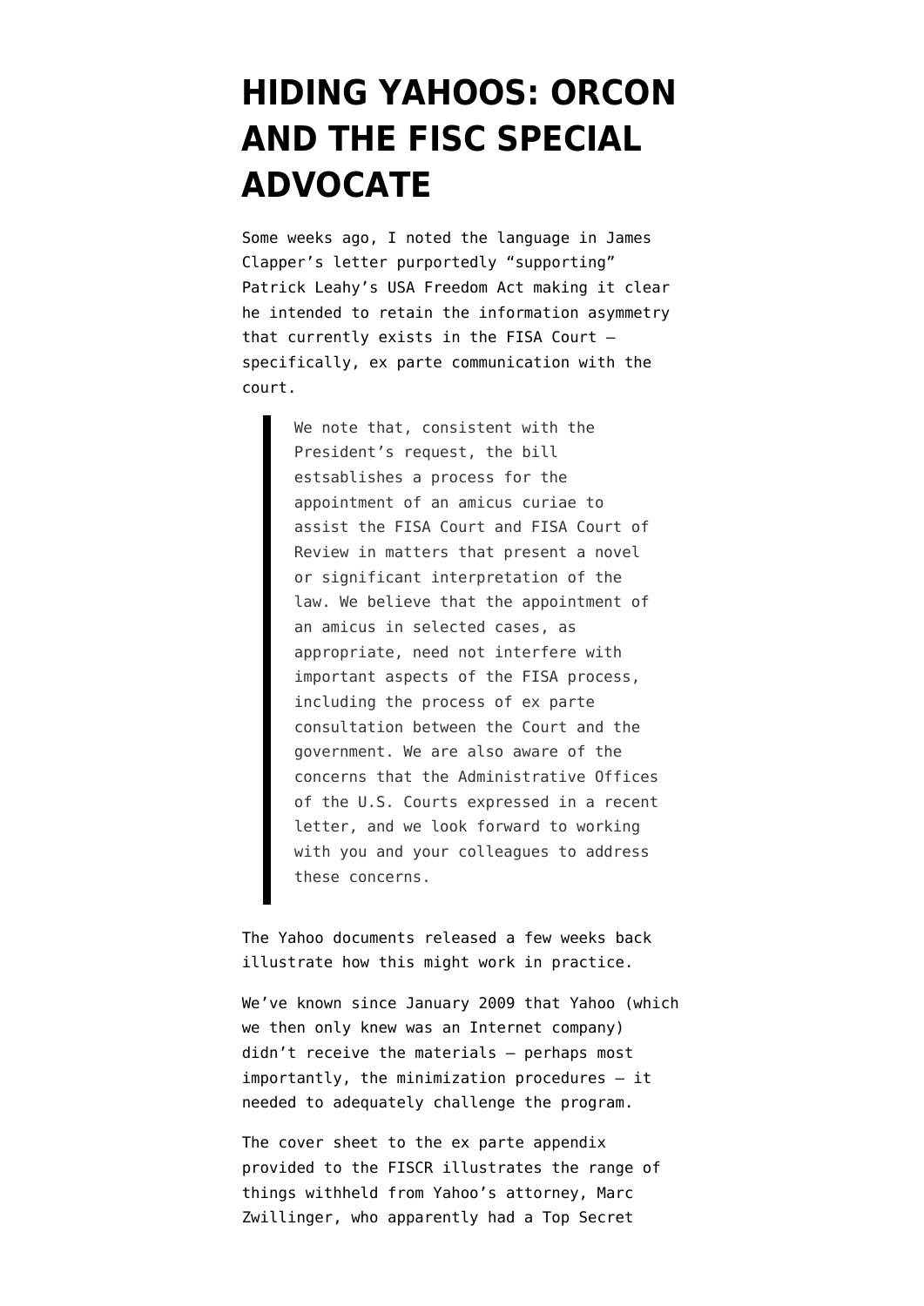# HIDING YAHOOS: ORCON AND THE FISC SPECIAL ADVOCATE

Some weeks ago, I noted the language in James Clapper's letter purportedly "supporting" Patrick Leahy's USA Freedom Act making it clear he intended to retain the information asymmetry that currently exists in the FISA Court — specifically, ex parte communication with the court.

> We note that, consistent with the President's request, the bill estsablishes a process for the appointment of an amicus curiae to assist the FISA Court and FISA Court of Review in matters that present a novel or significant interpretation of the law. We believe that the appointment of an amicus in selected cases, as appropriate, need not interfere with important aspects of the FISA process, including the process of ex parte consultation between the Court and the government. We are also aware of the concerns that the Administrative Offices of the U.S. Courts expressed in a recent letter, and we look forward to working with you and your colleagues to address these concerns.

The Yahoo documents released a few weeks back illustrate how this might work in practice.

We've known since January 2009 that Yahoo (which we then only knew was an Internet company) didn't receive the materials — perhaps most importantly, the minimization procedures — it needed to adequately challenge the program.

The cover sheet to the ex parte appendix provided to the FISCR illustrates the range of things withheld from Yahoo's attorney, Marc Zwillinger, who apparently had a Top Secret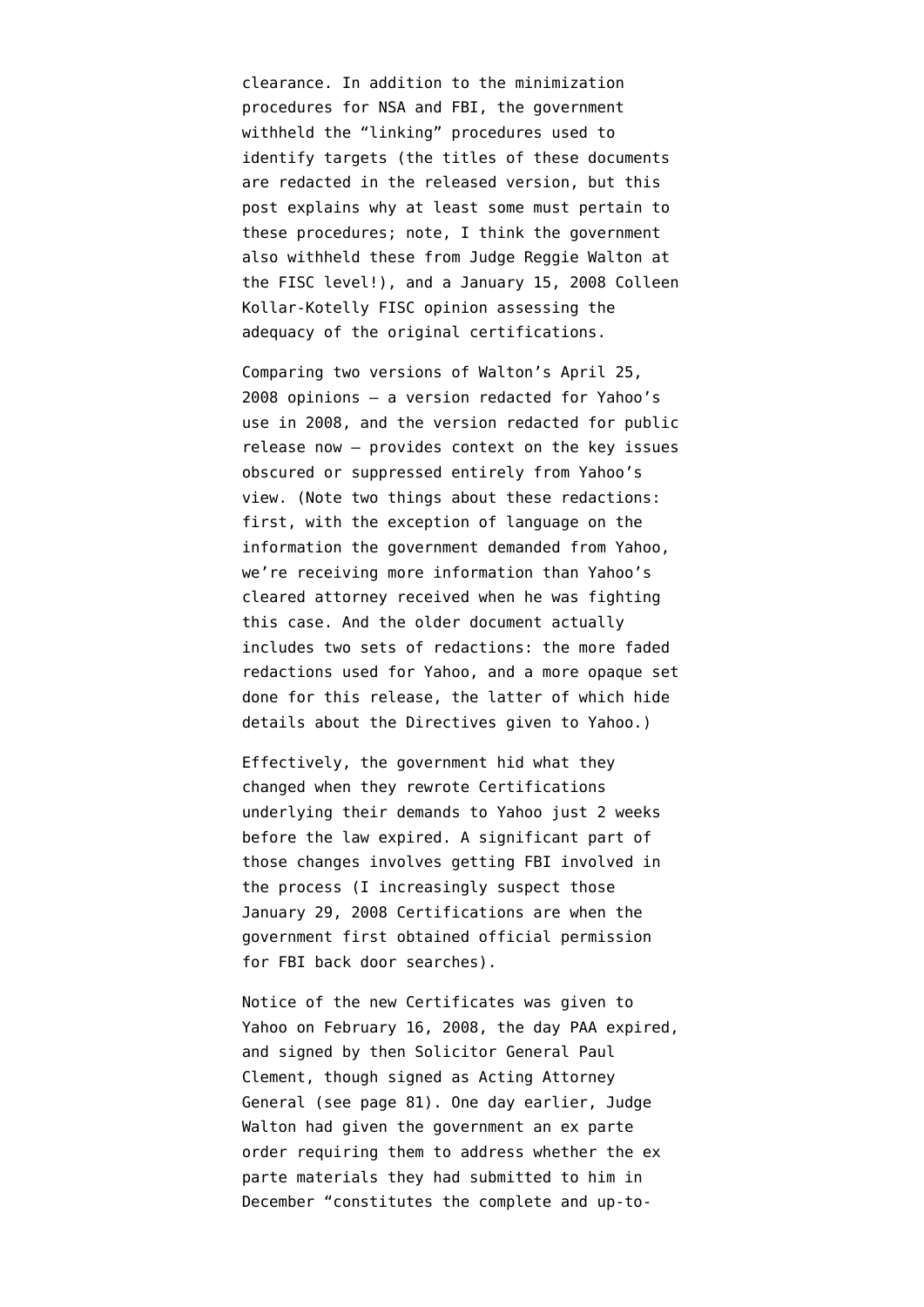clearance. In addition to the minimization procedures for NSA and FBI, the government withheld the "linking" procedures used to identify targets (the titles of these documents are redacted in the released version, but this post explains why at least some must pertain to these procedures; note, I think the government also withheld these from Judge Reggie Walton at the FISC level!), and a January 15, 2008 Colleen Kollar-Kotelly FISC opinion assessing the adequacy of the original certifications.

Comparing two versions of Walton's April 25, 2008 opinions — a version redacted for Yahoo's use in 2008, and the version redacted for public release now — provides context on the key issues obscured or suppressed entirely from Yahoo's view. (Note two things about these redactions: first, with the exception of language on the information the government demanded from Yahoo, we're receiving more information than Yahoo's cleared attorney received when he was fighting this case. And the older document actually includes two sets of redactions: the more faded redactions used for Yahoo, and a more opaque set done for this release, the latter of which hide details about the Directives given to Yahoo.)

Effectively, the government hid what they changed when they rewrote Certifications underlying their demands to Yahoo just 2 weeks before the law expired. A significant part of those changes involves getting FBI involved in the process (I increasingly suspect those January 29, 2008 Certifications are when the government first obtained official permission for FBI back door searches).

Notice of the new Certificates was given to Yahoo on February 16, 2008, the day PAA expired, and signed by then Solicitor General Paul Clement, though signed as Acting Attorney General (see page 81). One day earlier, Judge Walton had given the government an ex parte order requiring them to address whether the ex parte materials they had submitted to him in December "constitutes the complete and up-to-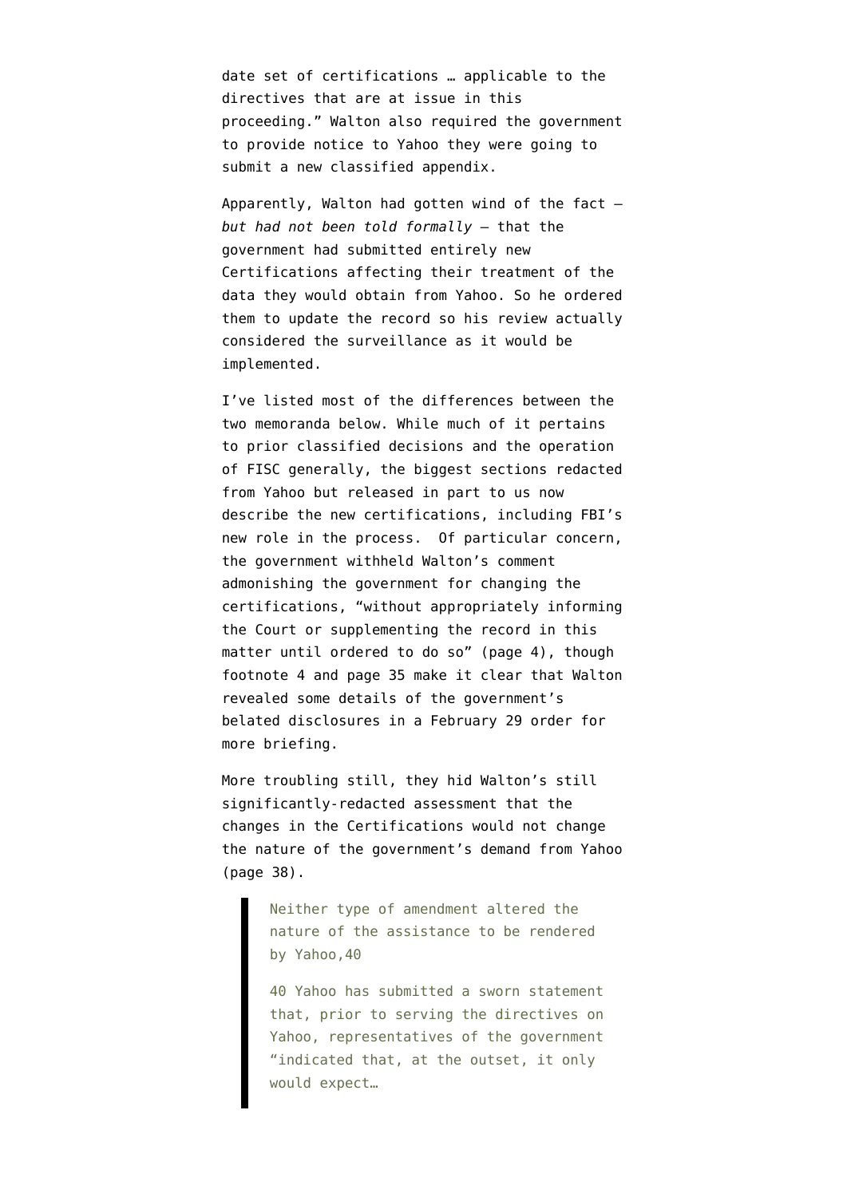date set of certifications … applicable to the directives that are at issue in this proceeding." Walton also required the government to provide notice to Yahoo they were going to submit a new classified appendix.

Apparently, Walton had gotten wind of the fact — *but had not been told formally* — that the government had submitted entirely new Certifications affecting their treatment of the data they would obtain from Yahoo. So he ordered them to update the record so his review actually considered the surveillance as it would be implemented.

I've listed most of the differences between the two memoranda below. While much of it pertains to prior classified decisions and the operation of FISC generally, the biggest sections redacted from Yahoo but released in part to us now describe the new certifications, including FBI's new role in the process. Of particular concern, the government withheld Walton's comment admonishing the government for changing the certifications, "without appropriately informing the Court or supplementing the record in this matter until ordered to do so" (page 4), though footnote 4 and page 35 make it clear that Walton revealed some details of the government's belated disclosures in a February 29 order for more briefing.

More troubling still, they hid Walton's still significantly-redacted assessment that the changes in the Certifications would not change the nature of the government's demand from Yahoo (page 38).

> Neither type of amendment altered the nature of the assistance to be rendered by Yahoo,40
>
> 40 Yahoo has submitted a sworn statement that, prior to serving the directives on Yahoo, representatives of the government "indicated that, at the outset, it only would expect…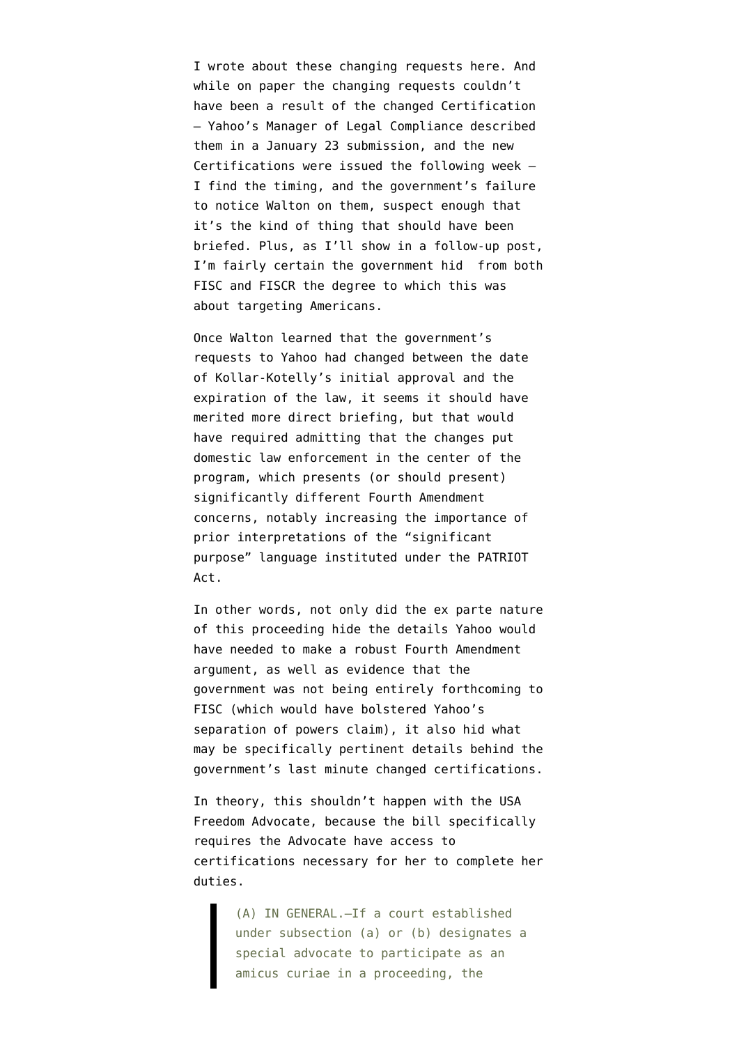I wrote about these changing requests here. And while on paper the changing requests couldn't have been a result of the changed Certification — Yahoo's Manager of Legal Compliance described them in a January 23 submission, and the new Certifications were issued the following week — I find the timing, and the government's failure to notice Walton on them, suspect enough that it's the kind of thing that should have been briefed. Plus, as I'll show in a follow-up post, I'm fairly certain the government hid from both FISC and FISCR the degree to which this was about targeting Americans.

Once Walton learned that the government's requests to Yahoo had changed between the date of Kollar-Kotelly's initial approval and the expiration of the law, it seems it should have merited more direct briefing, but that would have required admitting that the changes put domestic law enforcement in the center of the program, which presents (or should present) significantly different Fourth Amendment concerns, notably increasing the importance of prior interpretations of the "significant purpose" language instituted under the PATRIOT Act.

In other words, not only did the ex parte nature of this proceeding hide the details Yahoo would have needed to make a robust Fourth Amendment argument, as well as evidence that the government was not being entirely forthcoming to FISC (which would have bolstered Yahoo's separation of powers claim), it also hid what may be specifically pertinent details behind the government's last minute changed certifications.

In theory, this shouldn't happen with the USA Freedom Advocate, because the bill specifically requires the Advocate have access to certifications necessary for her to complete her duties.

> (A) IN GENERAL.—If a court established under subsection (a) or (b) designates a special advocate to participate as an amicus curiae in a proceeding, the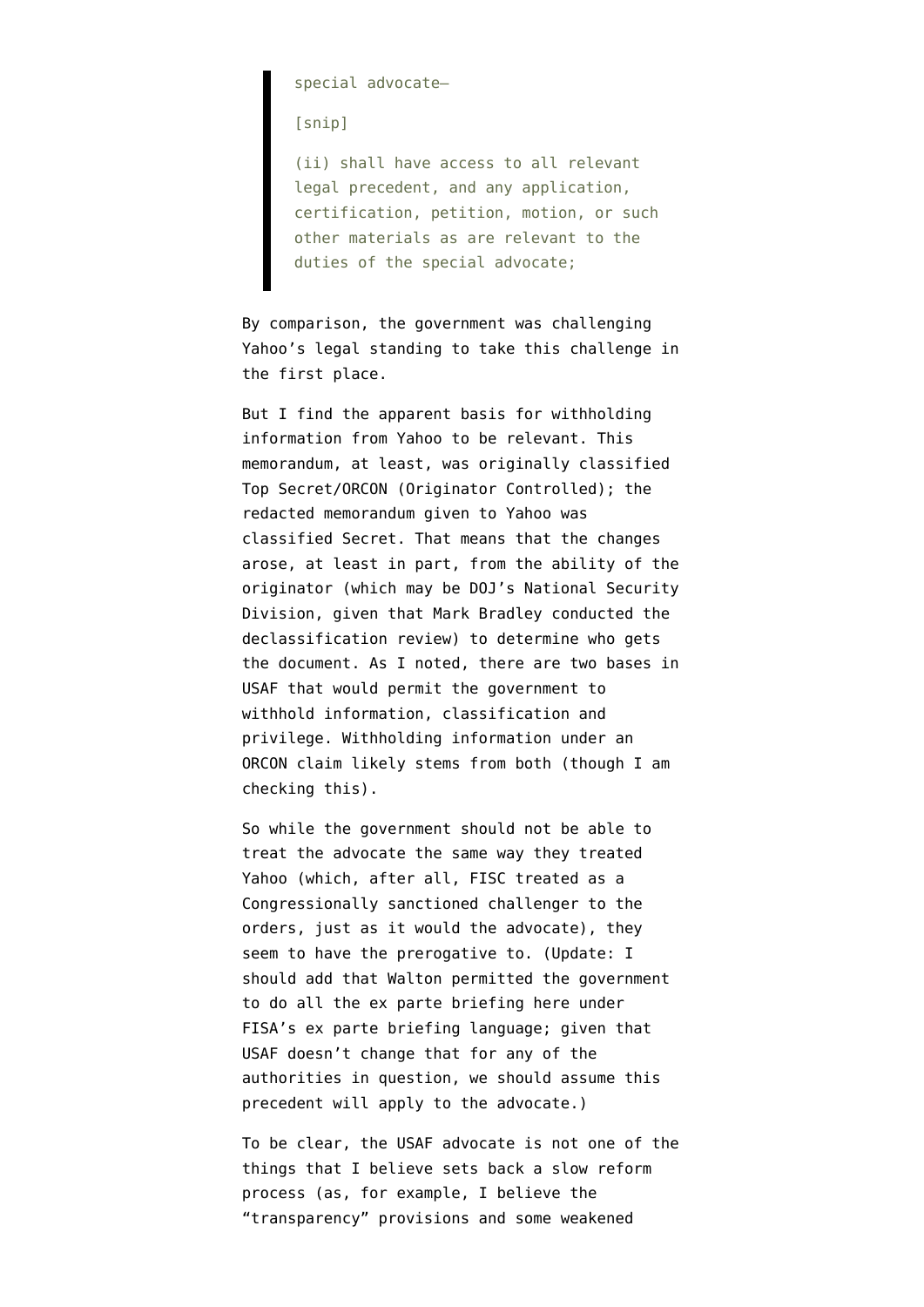> special advocate—
>
> [snip]
>
> (ii) shall have access to all relevant legal precedent, and any application, certification, petition, motion, or such other materials as are relevant to the duties of the special advocate;

By comparison, the government was challenging Yahoo's legal standing to take this challenge in the first place.

But I find the apparent basis for withholding information from Yahoo to be relevant. This memorandum, at least, was originally classified Top Secret/ORCON (Originator Controlled); the redacted memorandum given to Yahoo was classified Secret. That means that the changes arose, at least in part, from the ability of the originator (which may be DOJ's National Security Division, given that Mark Bradley conducted the declassification review) to determine who gets the document. As I noted, there are two bases in USAF that would permit the government to withhold information, classification and privilege. Withholding information under an ORCON claim likely stems from both (though I am checking this).

So while the government should not be able to treat the advocate the same way they treated Yahoo (which, after all, FISC treated as a Congressionally sanctioned challenger to the orders, just as it would the advocate), they seem to have the prerogative to. (Update: I should add that Walton permitted the government to do all the ex parte briefing here under FISA's ex parte briefing language; given that USAF doesn't change that for any of the authorities in question, we should assume this precedent will apply to the advocate.)

To be clear, the USAF advocate is not one of the things that I believe sets back a slow reform process (as, for example, I believe the "transparency" provisions and some weakened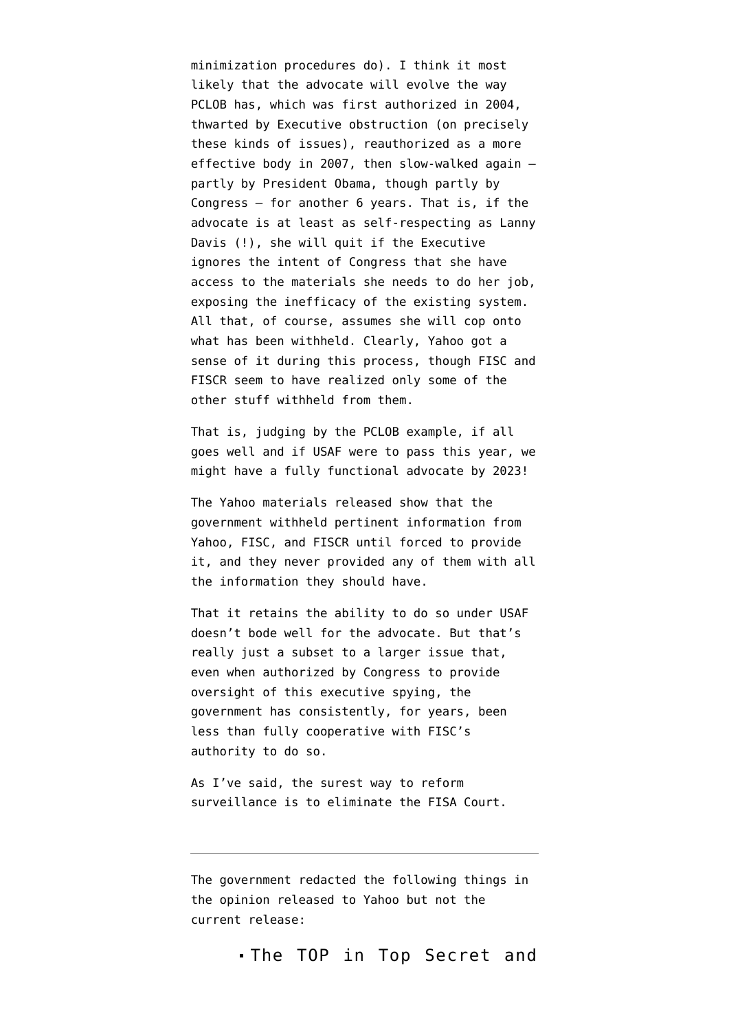minimization procedures do). I think it most likely that the advocate will evolve the way PCLOB has, which was first authorized in 2004, thwarted by Executive obstruction (on precisely these kinds of issues), reauthorized as a more effective body in 2007, then slow-walked again — partly by President Obama, though partly by Congress — for another 6 years. That is, if the advocate is at least as self-respecting as Lanny Davis (!), she will quit if the Executive ignores the intent of Congress that she have access to the materials she needs to do her job, exposing the inefficacy of the existing system. All that, of course, assumes she will cop onto what has been withheld. Clearly, Yahoo got a sense of it during this process, though FISC and FISCR seem to have realized only some of the other stuff withheld from them.

That is, judging by the PCLOB example, if all goes well and if USAF were to pass this year, we might have a fully functional advocate by 2023!

The Yahoo materials released show that the government withheld pertinent information from Yahoo, FISC, and FISCR until forced to provide it, and they never provided any of them with all the information they should have.

That it retains the ability to do so under USAF doesn't bode well for the advocate. But that's really just a subset to a larger issue that, even when authorized by Congress to provide oversight of this executive spying, the government has consistently, for years, been less than fully cooperative with FISC's authority to do so.

As I've said, the surest way to reform surveillance is to eliminate the FISA Court.

---

The government redacted the following things in the opinion released to Yahoo but not the current release:

- The TOP in Top Secret and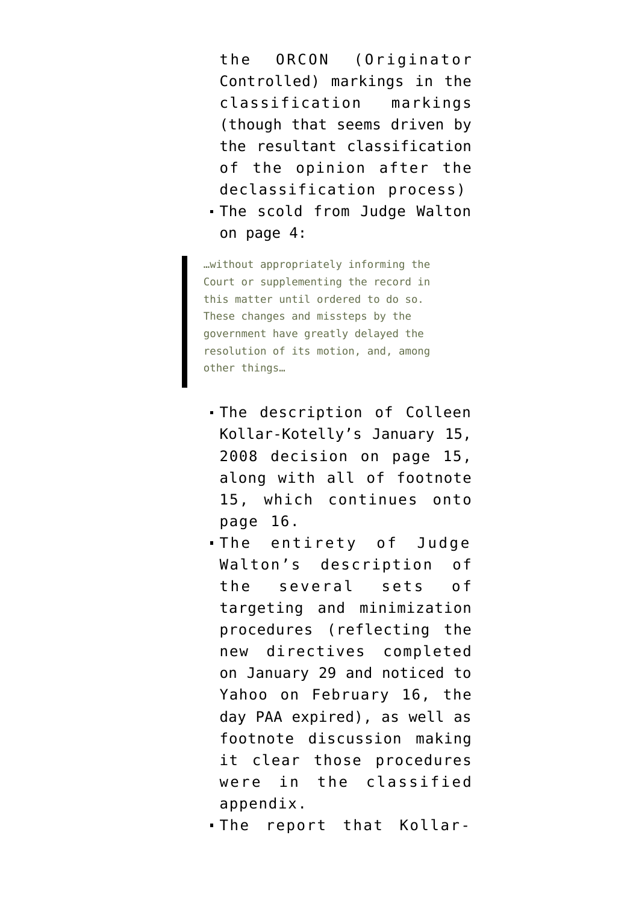the ORCON (Originator Controlled) markings in the classification markings (though that seems driven by the resultant classification of the opinion after the declassification process)

- The scold from Judge Walton on page 4:

> …without appropriately informing the Court or supplementing the record in this matter until ordered to do so. These changes and missteps by the government have greatly delayed the resolution of its motion, and, among other things…

- The description of Colleen Kollar-Kotelly's January 15, 2008 decision on page 15, along with all of footnote 15, which continues onto page 16.
- The entirety of Judge Walton's description of the several sets of targeting and minimization procedures (reflecting the new directives completed on January 29 and noticed to Yahoo on February 16, the day PAA expired), as well as footnote discussion making it clear those procedures were in the classified appendix.
- The report that Kollar-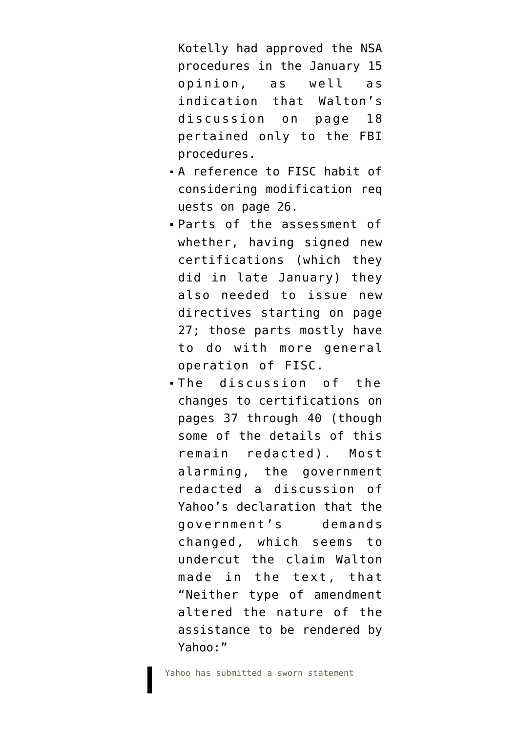Kotelly had approved the NSA procedures in the January 15 opinion, as well as indication that Walton's discussion on page 18 pertained only to the FBI procedures.

- A reference to FISC habit of considering modification requests on page 26.
- Parts of the assessment of whether, having signed new certifications (which they did in late January) they also needed to issue new directives starting on page 27; those parts mostly have to do with more general operation of FISC.
- The discussion of the changes to certifications on pages 37 through 40 (though some of the details of this remain redacted). Most alarming, the government redacted a discussion of Yahoo's declaration that the government's demands changed, which seems to undercut the claim Walton made in the text, that "Neither type of amendment altered the nature of the assistance to be rendered by Yahoo:"

> Yahoo has submitted a sworn statement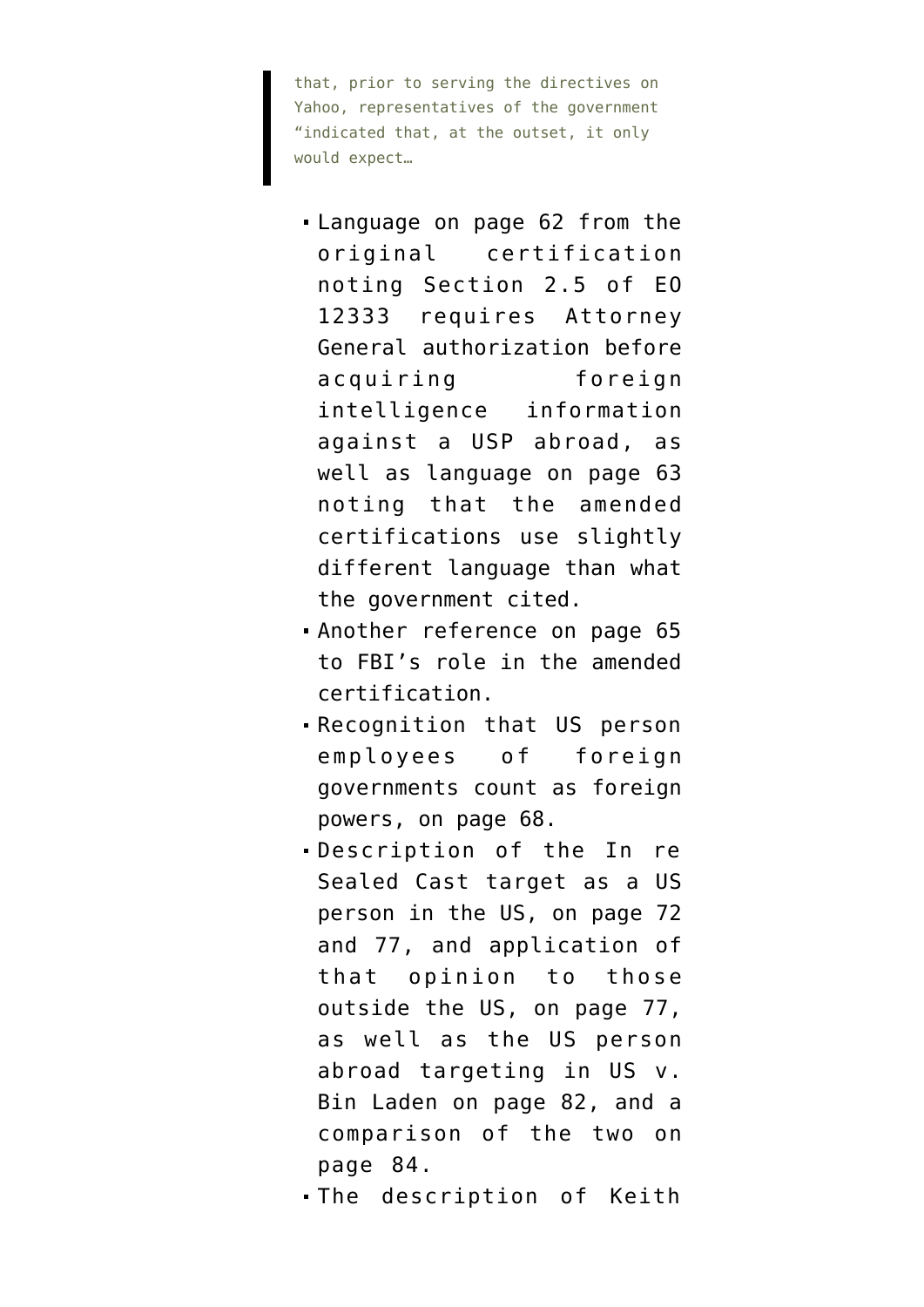> that, prior to serving the directives on Yahoo, representatives of the government "indicated that, at the outset, it only would expect…

- Language on page 62 from the original certification noting Section 2.5 of EO 12333 requires Attorney General authorization before acquiring foreign intelligence information against a USP abroad, as well as language on page 63 noting that the amended certifications use slightly different language than what the government cited.
- Another reference on page 65 to FBI's role in the amended certification.
- Recognition that US person employees of foreign governments count as foreign powers, on page 68.
- Description of the In re Sealed Cast target as a US person in the US, on page 72 and 77, and application of that opinion to those outside the US, on page 77, as well as the US person abroad targeting in US v. Bin Laden on page 82, and a comparison of the two on page 84.
- The description of Keith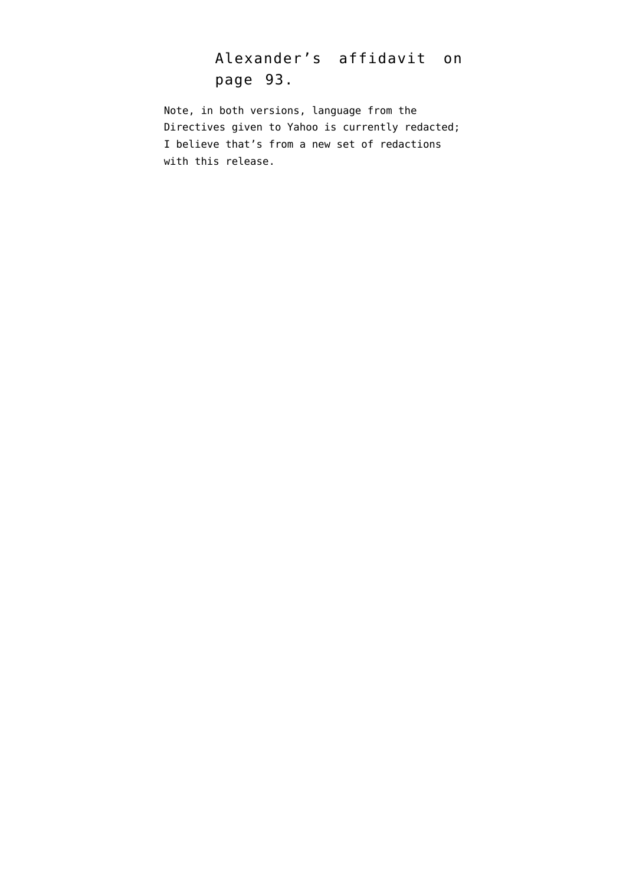Alexander's affidavit on page 93.

Note, in both versions, language from the Directives given to Yahoo is currently redacted; I believe that's from a new set of redactions with this release.